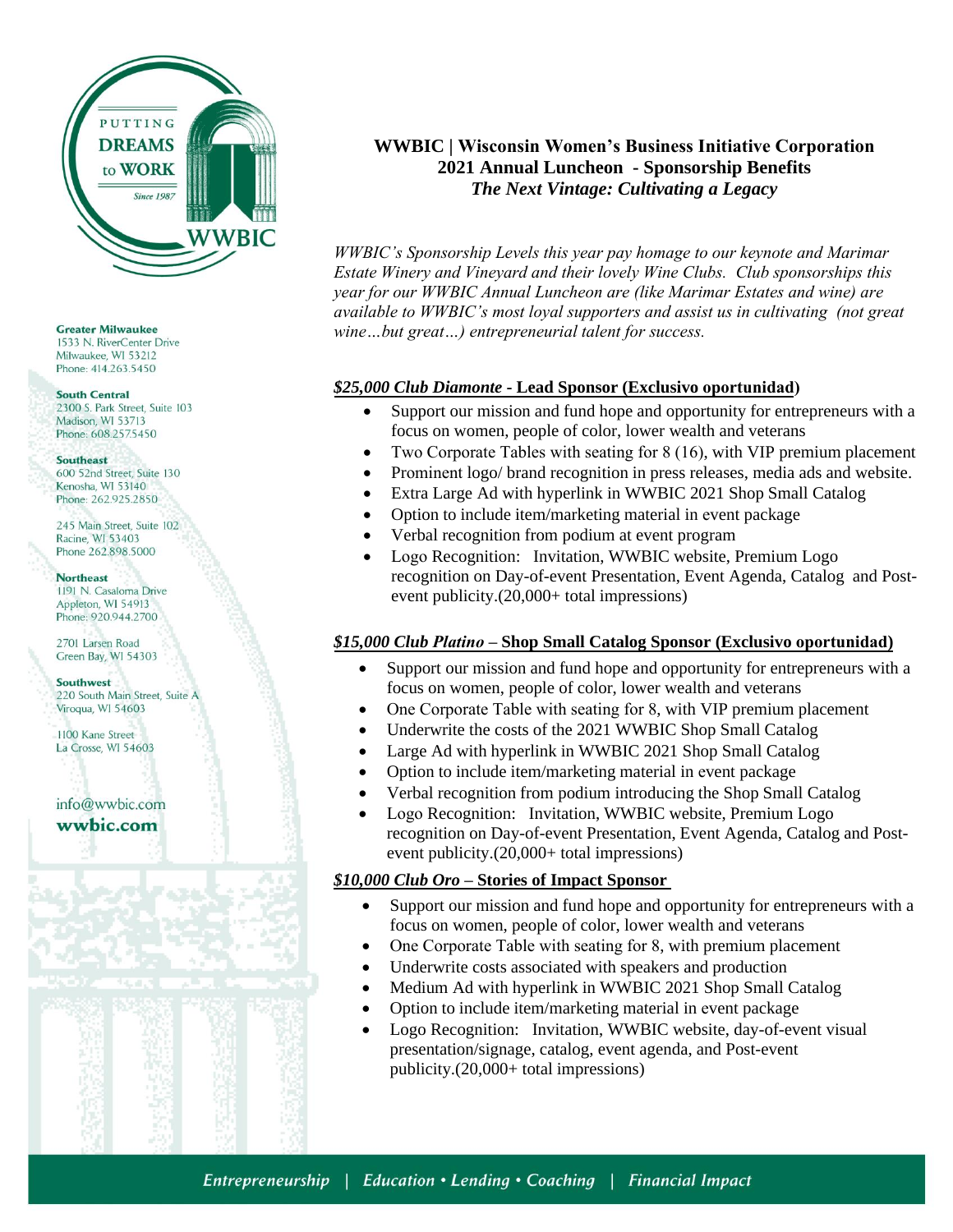PUTTING DREAMS to WORK

Since 1987

WWBIC

**Greater Milwaukee**
1533 N. RiverCenter Drive
Milwaukee, WI 53212
Phone: 414.263.5450

**South Central**
2300 S. Park Street, Suite 103
Madison, WI 53713
Phone: 608.257.5450

**Southeast**
600 52nd Street, Suite 130
Kenosha, WI 53140
Phone: 262.925.2850

245 Main Street, Suite 102
Racine, WI 53403
Phone 262.898.5000

**Northeast**
1191 N. Casaloma Drive
Appleton, WI 54913
Phone: 920.944.2700

2701 Larsen Road
Green Bay, WI 54303

**Southwest**
220 South Main Street, Suite A
Viroqua, WI 54603

1100 Kane Street
La Crosse, WI 54603

info@wwbic.com
**wwbic.com**

**WWBIC | Wisconsin Women's Business Initiative Corporation**
**2021 Annual Luncheon - Sponsorship Benefits**
***The Next Vintage: Cultivating a Legacy***

*WWBIC's Sponsorship Levels this year pay homage to our keynote and Marimar Estate Winery and Vineyard and their lovely Wine Clubs. Club sponsorships this year for our WWBIC Annual Luncheon are (like Marimar Estates and wine) are available to WWBIC's most loyal supporters and assist us in cultivating (not great wine…but great…) entrepreneurial talent for success.*

## *$25,000 Club Diamonte* - Lead Sponsor (Exclusivo oportunidad)

- Support our mission and fund hope and opportunity for entrepreneurs with a focus on women, people of color, lower wealth and veterans
- Two Corporate Tables with seating for 8 (16), with VIP premium placement
- Prominent logo/ brand recognition in press releases, media ads and website.
- Extra Large Ad with hyperlink in WWBIC 2021 Shop Small Catalog
- Option to include item/marketing material in event package
- Verbal recognition from podium at event program
- Logo Recognition: Invitation, WWBIC website, Premium Logo recognition on Day-of-event Presentation, Event Agenda, Catalog and Post-event publicity.(20,000+ total impressions)

## *$15,000 Club Platino* – Shop Small Catalog Sponsor (Exclusivo oportunidad)

- Support our mission and fund hope and opportunity for entrepreneurs with a focus on women, people of color, lower wealth and veterans
- One Corporate Table with seating for 8, with VIP premium placement
- Underwrite the costs of the 2021 WWBIC Shop Small Catalog
- Large Ad with hyperlink in WWBIC 2021 Shop Small Catalog
- Option to include item/marketing material in event package
- Verbal recognition from podium introducing the Shop Small Catalog
- Logo Recognition: Invitation, WWBIC website, Premium Logo recognition on Day-of-event Presentation, Event Agenda, Catalog and Post-event publicity.(20,000+ total impressions)

## *$10,000 Club Oro* – Stories of Impact Sponsor

- Support our mission and fund hope and opportunity for entrepreneurs with a focus on women, people of color, lower wealth and veterans
- One Corporate Table with seating for 8, with premium placement
- Underwrite costs associated with speakers and production
- Medium Ad with hyperlink in WWBIC 2021 Shop Small Catalog
- Option to include item/marketing material in event package
- Logo Recognition: Invitation, WWBIC website, day-of-event visual presentation/signage, catalog, event agenda, and Post-event publicity.(20,000+ total impressions)

*Entrepreneurship | Education • Lending • Coaching | Financial Impact*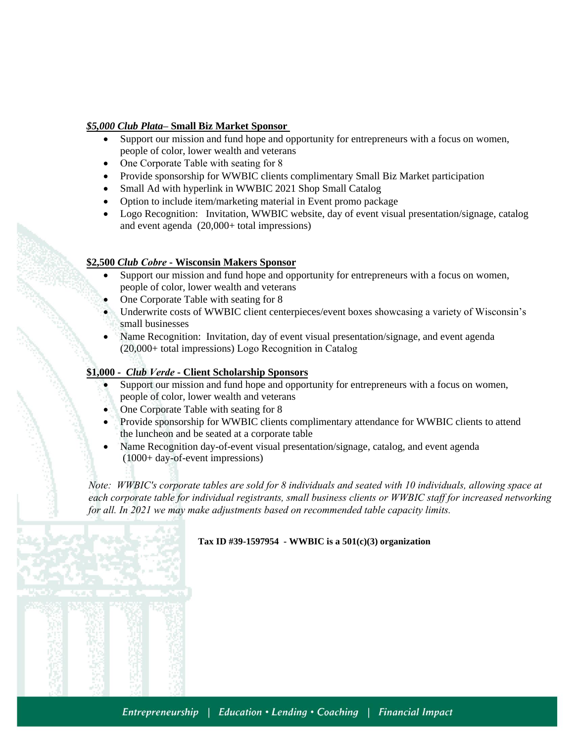***$5,000 Club Plata*– Small Biz Market Sponsor**

- Support our mission and fund hope and opportunity for entrepreneurs with a focus on women, people of color, lower wealth and veterans
- One Corporate Table with seating for 8
- Provide sponsorship for WWBIC clients complimentary Small Biz Market participation
- Small Ad with hyperlink in WWBIC 2021 Shop Small Catalog
- Option to include item/marketing material in Event promo package
- Logo Recognition: Invitation, WWBIC website, day of event visual presentation/signage, catalog and event agenda (20,000+ total impressions)

**$2,500 *Club Cobre* - Wisconsin Makers Sponsor**

- Support our mission and fund hope and opportunity for entrepreneurs with a focus on women, people of color, lower wealth and veterans
- One Corporate Table with seating for 8
- Underwrite costs of WWBIC client centerpieces/event boxes showcasing a variety of Wisconsin's small businesses
- Name Recognition: Invitation, day of event visual presentation/signage, and event agenda (20,000+ total impressions) Logo Recognition in Catalog

**$1,000 - *Club Verde* - Client Scholarship Sponsors**

- Support our mission and fund hope and opportunity for entrepreneurs with a focus on women, people of color, lower wealth and veterans
- One Corporate Table with seating for 8
- Provide sponsorship for WWBIC clients complimentary attendance for WWBIC clients to attend the luncheon and be seated at a corporate table
- Name Recognition day-of-event visual presentation/signage, catalog, and event agenda (1000+ day-of-event impressions)

*Note: WWBIC's corporate tables are sold for 8 individuals and seated with 10 individuals, allowing space at each corporate table for individual registrants, small business clients or WWBIC staff for increased networking for all. In 2021 we may make adjustments based on recommended table capacity limits.*

**Tax ID #39-1597954 - WWBIC is a 501(c)(3) organization**

*Entrepreneurship | Education • Lending • Coaching | Financial Impact*